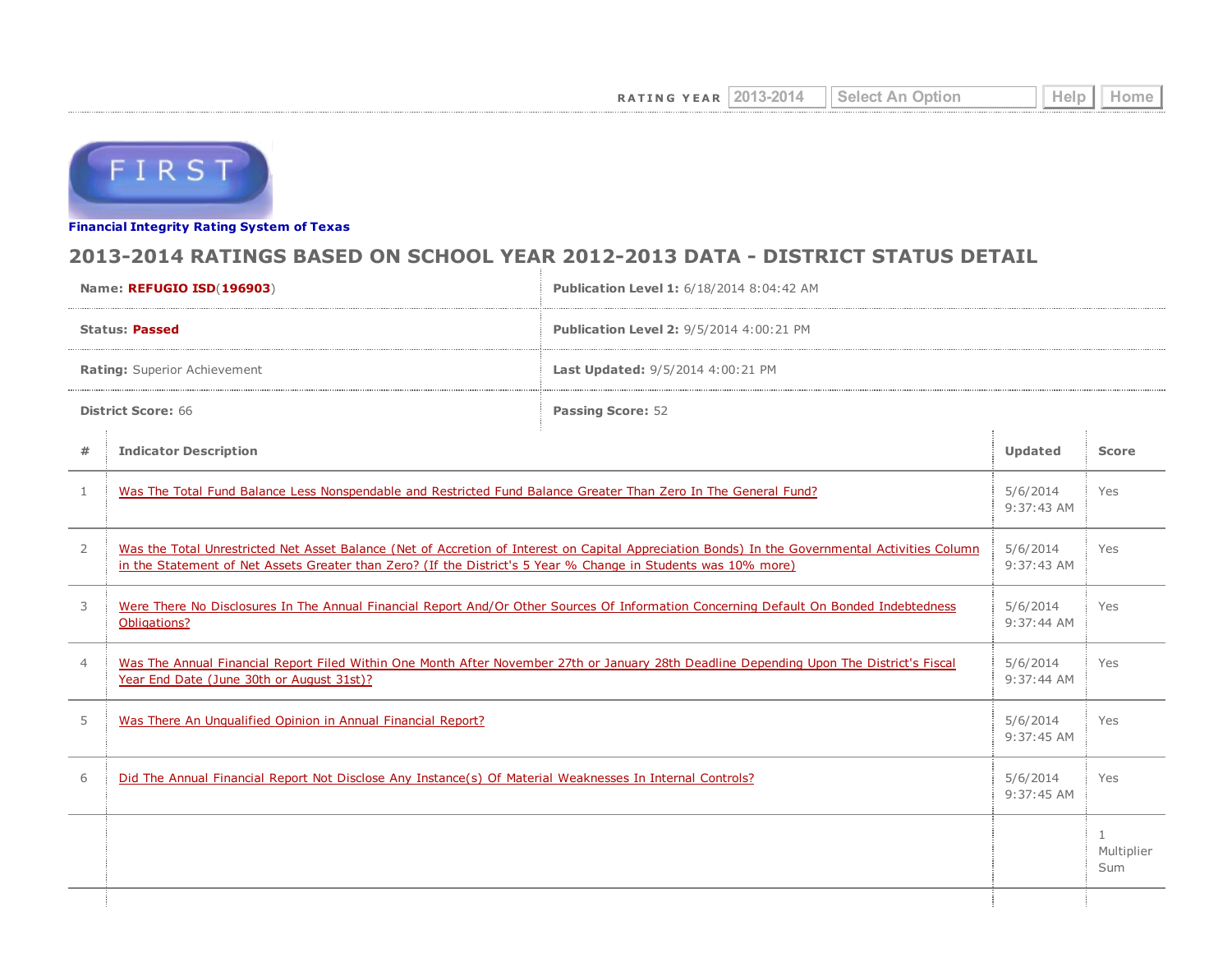RATING YEAR 2013-2014 Select An Option Help Home

FIRST

**Financial Integrity Rating System of Texas**

## 2013-2014 RATINGS BASED ON SCHOOL YEAR 2012-2013 DATA - DISTRICT STATUS DETAIL

| | |
|---|---|
| **Name:** **REFUGIO ISD**(**196903**) | **Publication Level 1:** 6/18/2014 8:04:42 AM |
| **Status:** **Passed** | **Publication Level 2:** 9/5/2014 4:00:21 PM |
| **Rating:** Superior Achievement | **Last Updated:** 9/5/2014 4:00:21 PM |
| **District Score:** 66 | **Passing Score:** 52 |

| # | Indicator Description | Updated | Score |
|---|---|---|---|
| 1 | Was The Total Fund Balance Less Nonspendable and Restricted Fund Balance Greater Than Zero In The General Fund? | 5/6/2014 9:37:43 AM | Yes |
| 2 | Was the Total Unrestricted Net Asset Balance (Net of Accretion of Interest on Capital Appreciation Bonds) In the Governmental Activities Column in the Statement of Net Assets Greater than Zero? (If the District's 5 Year % Change in Students was 10% more) | 5/6/2014 9:37:43 AM | Yes |
| 3 | Were There No Disclosures In The Annual Financial Report And/Or Other Sources Of Information Concerning Default On Bonded Indebtedness Obligations? | 5/6/2014 9:37:44 AM | Yes |
| 4 | Was The Annual Financial Report Filed Within One Month After November 27th or January 28th Deadline Depending Upon The District's Fiscal Year End Date (June 30th or August 31st)? | 5/6/2014 9:37:44 AM | Yes |
| 5 | Was There An Unqualified Opinion in Annual Financial Report? | 5/6/2014 9:37:45 AM | Yes |
| 6 | Did The Annual Financial Report Not Disclose Any Instance(s) Of Material Weaknesses In Internal Controls? | 5/6/2014 9:37:45 AM | Yes |
| | | | 1 Multiplier Sum |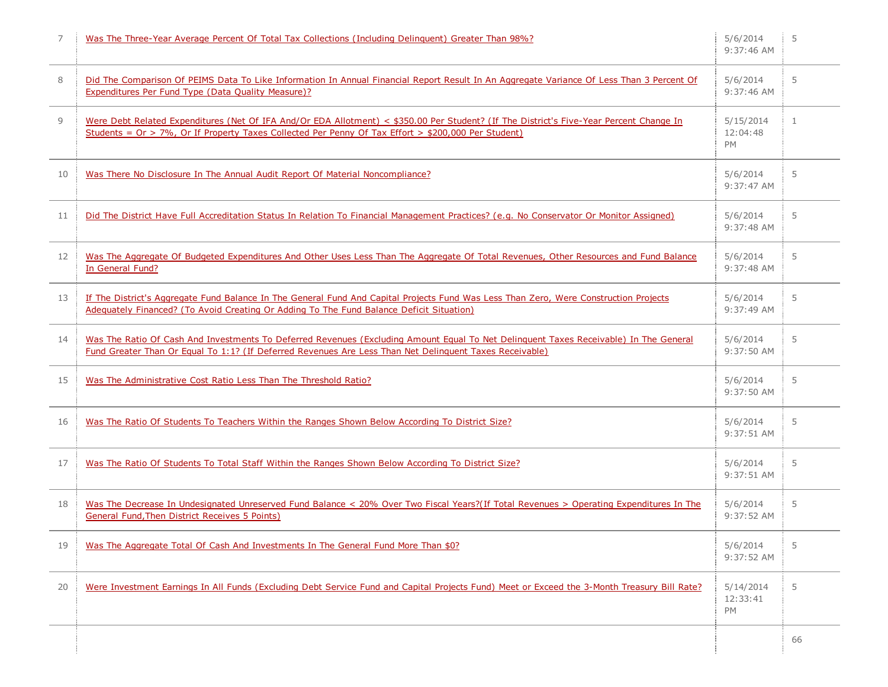| | | | |
|---|---|---|---|
| 7 | Was The Three-Year Average Percent Of Total Tax Collections (Including Delinquent) Greater Than 98%? | 5/6/2014 9:37:46 AM | 5 |
| 8 | Did The Comparison Of PEIMS Data To Like Information In Annual Financial Report Result In An Aggregate Variance Of Less Than 3 Percent Of Expenditures Per Fund Type (Data Quality Measure)? | 5/6/2014 9:37:46 AM | 5 |
| 9 | Were Debt Related Expenditures (Net Of IFA And/Or EDA Allotment) < $350.00 Per Student? (If The District's Five-Year Percent Change In Students = Or > 7%, Or If Property Taxes Collected Per Penny Of Tax Effort > $200,000 Per Student) | 5/15/2014 12:04:48 PM | 1 |
| 10 | Was There No Disclosure In The Annual Audit Report Of Material Noncompliance? | 5/6/2014 9:37:47 AM | 5 |
| 11 | Did The District Have Full Accreditation Status In Relation To Financial Management Practices? (e.g. No Conservator Or Monitor Assigned) | 5/6/2014 9:37:48 AM | 5 |
| 12 | Was The Aggregate Of Budgeted Expenditures And Other Uses Less Than The Aggregate Of Total Revenues, Other Resources and Fund Balance In General Fund? | 5/6/2014 9:37:48 AM | 5 |
| 13 | If The District's Aggregate Fund Balance In The General Fund And Capital Projects Fund Was Less Than Zero, Were Construction Projects Adequately Financed? (To Avoid Creating Or Adding To The Fund Balance Deficit Situation) | 5/6/2014 9:37:49 AM | 5 |
| 14 | Was The Ratio Of Cash And Investments To Deferred Revenues (Excluding Amount Equal To Net Delinquent Taxes Receivable) In The General Fund Greater Than Or Equal To 1:1? (If Deferred Revenues Are Less Than Net Delinquent Taxes Receivable) | 5/6/2014 9:37:50 AM | 5 |
| 15 | Was The Administrative Cost Ratio Less Than The Threshold Ratio? | 5/6/2014 9:37:50 AM | 5 |
| 16 | Was The Ratio Of Students To Teachers Within the Ranges Shown Below According To District Size? | 5/6/2014 9:37:51 AM | 5 |
| 17 | Was The Ratio Of Students To Total Staff Within the Ranges Shown Below According To District Size? | 5/6/2014 9:37:51 AM | 5 |
| 18 | Was The Decrease In Undesignated Unreserved Fund Balance < 20% Over Two Fiscal Years?(If Total Revenues > Operating Expenditures In The General Fund,Then District Receives 5 Points) | 5/6/2014 9:37:52 AM | 5 |
| 19 | Was The Aggregate Total Of Cash And Investments In The General Fund More Than $0? | 5/6/2014 9:37:52 AM | 5 |
| 20 | Were Investment Earnings In All Funds (Excluding Debt Service Fund and Capital Projects Fund) Meet or Exceed the 3-Month Treasury Bill Rate? | 5/14/2014 12:33:41 PM | 5 |
| | | | 66 |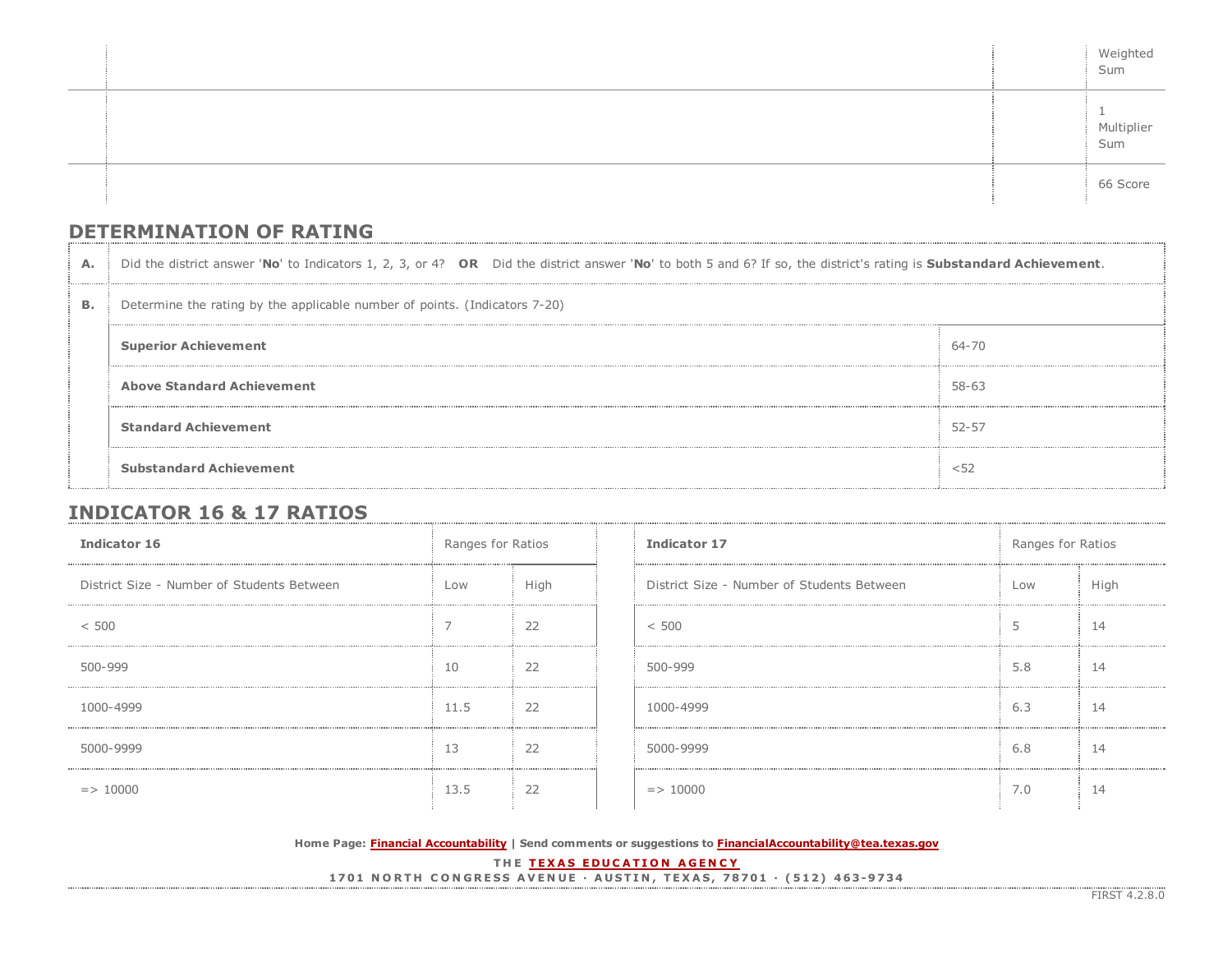| | | | |
|---|---|---|---|
| | | | Weighted Sum |
| | | | 1 Multiplier Sum |
| | | | 66 Score |

## DETERMINATION OF RATING

| | | |
|---|---|---|
| **A.** | Did the district answer '**No**' to Indicators 1, 2, 3, or 4? **OR** Did the district answer '**No**' to both 5 and 6? If so, the district's rating is **Substandard Achievement**. | |
| **B.** | Determine the rating by the applicable number of points. (Indicators 7-20) | |
| | **Superior Achievement** | 64-70 |
| | **Above Standard Achievement** | 58-63 |
| | **Standard Achievement** | 52-57 |
| | **Substandard Achievement** | <52 |

## INDICATOR 16 & 17 RATIOS

| **Indicator 16** | Ranges for Ratios | |
|---|---|---|
| District Size - Number of Students Between | Low | High |
| < 500 | 7 | 22 |
| 500-999 | 10 | 22 |
| 1000-4999 | 11.5 | 22 |
| 5000-9999 | 13 | 22 |
| => 10000 | 13.5 | 22 |

| **Indicator 17** | Ranges for Ratios | |
|---|---|---|
| District Size - Number of Students Between | Low | High |
| < 500 | 5 | 14 |
| 500-999 | 5.8 | 14 |
| 1000-4999 | 6.3 | 14 |
| 5000-9999 | 6.8 | 14 |
| => 10000 | 7.0 | 14 |

**Home Page: Financial Accountability | Send comments or suggestions to FinancialAccountability@tea.texas.gov**

**THE TEXAS EDUCATION AGENCY**

**1701 NORTH CONGRESS AVENUE · AUSTIN, TEXAS, 78701 · (512) 463-9734**

FIRST 4.2.8.0